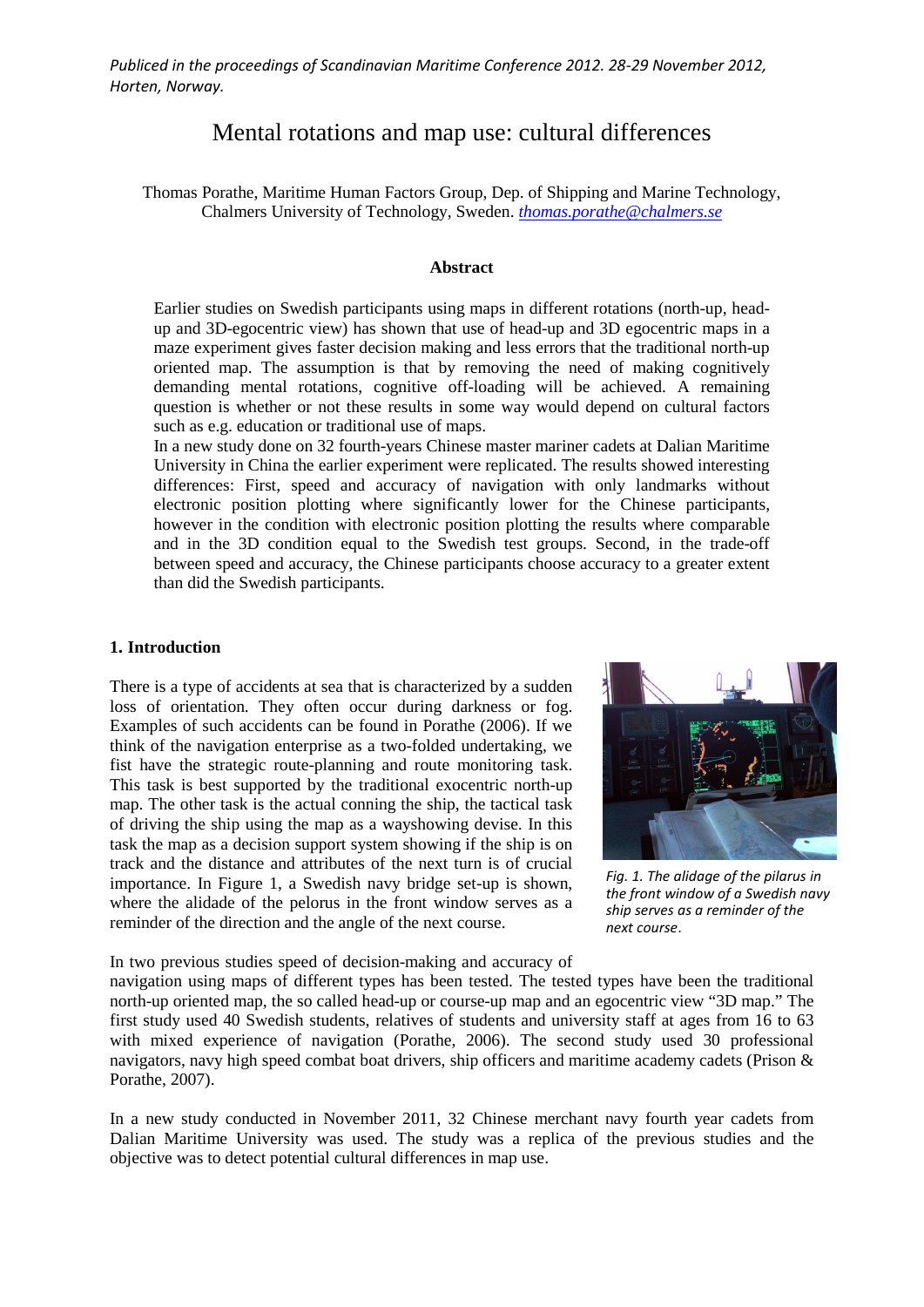*Publiced in the proceedings of Scandinavian Maritime Conference 2012. 28-29 November 2012, Horten, Norway.*

# Mental rotations and map use: cultural differences

Thomas Porathe, Maritime Human Factors Group, Dep. of Shipping and Marine Technology, Chalmers University of Technology, Sweden. thomas.porathe@chalmers.se

**Abstract**

Earlier studies on Swedish participants using maps in different rotations (north-up, head-up and 3D-egocentric view) has shown that use of head-up and 3D egocentric maps in a maze experiment gives faster decision making and less errors that the traditional north-up oriented map. The assumption is that by removing the need of making cognitively demanding mental rotations, cognitive off-loading will be achieved. A remaining question is whether or not these results in some way would depend on cultural factors such as e.g. education or traditional use of maps.

In a new study done on 32 fourth-years Chinese master mariner cadets at Dalian Maritime University in China the earlier experiment were replicated. The results showed interesting differences: First, speed and accuracy of navigation with only landmarks without electronic position plotting where significantly lower for the Chinese participants, however in the condition with electronic position plotting the results where comparable and in the 3D condition equal to the Swedish test groups. Second, in the trade-off between speed and accuracy, the Chinese participants choose accuracy to a greater extent than did the Swedish participants.

## 1. Introduction

There is a type of accidents at sea that is characterized by a sudden loss of orientation. They often occur during darkness or fog. Examples of such accidents can be found in Porathe (2006). If we think of the navigation enterprise as a two-folded undertaking, we fist have the strategic route-planning and route monitoring task. This task is best supported by the traditional exocentric north-up map. The other task is the actual conning the ship, the tactical task of driving the ship using the map as a wayshowing devise. In this task the map as a decision support system showing if the ship is on track and the distance and attributes of the next turn is of crucial importance. In Figure 1, a Swedish navy bridge set-up is shown, where the alidade of the pelorus in the front window serves as a reminder of the direction and the angle of the next course.

*Fig. 1. The alidage of the pilarus in the front window of a Swedish navy ship serves as a reminder of the next course.*

In two previous studies speed of decision-making and accuracy of navigation using maps of different types has been tested. The tested types have been the traditional north-up oriented map, the so called head-up or course-up map and an egocentric view "3D map." The first study used 40 Swedish students, relatives of students and university staff at ages from 16 to 63 with mixed experience of navigation (Porathe, 2006). The second study used 30 professional navigators, navy high speed combat boat drivers, ship officers and maritime academy cadets (Prison & Porathe, 2007).

In a new study conducted in November 2011, 32 Chinese merchant navy fourth year cadets from Dalian Maritime University was used. The study was a replica of the previous studies and the objective was to detect potential cultural differences in map use.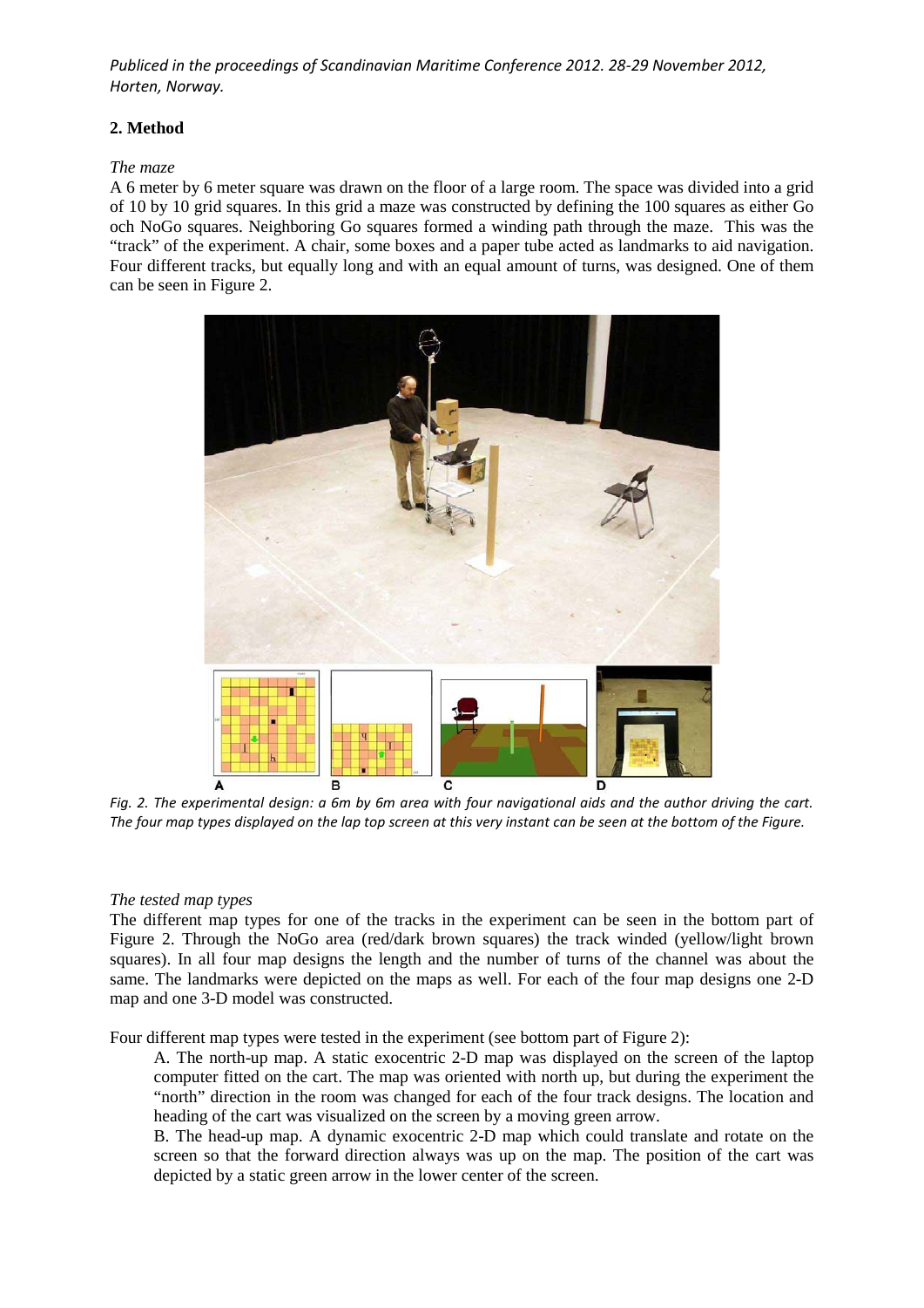## 2. Method

*The maze*

A 6 meter by 6 meter square was drawn on the floor of a large room. The space was divided into a grid of 10 by 10 grid squares. In this grid a maze was constructed by defining the 100 squares as either Go och NoGo squares. Neighboring Go squares formed a winding path through the maze. This was the "track" of the experiment. A chair, some boxes and a paper tube acted as landmarks to aid navigation. Four different tracks, but equally long and with an equal amount of turns, was designed. One of them can be seen in Figure 2.

*Fig. 2. The experimental design: a 6m by 6m area with four navigational aids and the author driving the cart. The four map types displayed on the lap top screen at this very instant can be seen at the bottom of the Figure.*

*The tested map types*

The different map types for one of the tracks in the experiment can be seen in the bottom part of Figure 2. Through the NoGo area (red/dark brown squares) the track winded (yellow/light brown squares). In all four map designs the length and the number of turns of the channel was about the same. The landmarks were depicted on the maps as well. For each of the four map designs one 2-D map and one 3-D model was constructed.

Four different map types were tested in the experiment (see bottom part of Figure 2):

A. The north-up map. A static exocentric 2-D map was displayed on the screen of the laptop computer fitted on the cart. The map was oriented with north up, but during the experiment the "north" direction in the room was changed for each of the four track designs. The location and heading of the cart was visualized on the screen by a moving green arrow.

B. The head-up map. A dynamic exocentric 2-D map which could translate and rotate on the screen so that the forward direction always was up on the map. The position of the cart was depicted by a static green arrow in the lower center of the screen.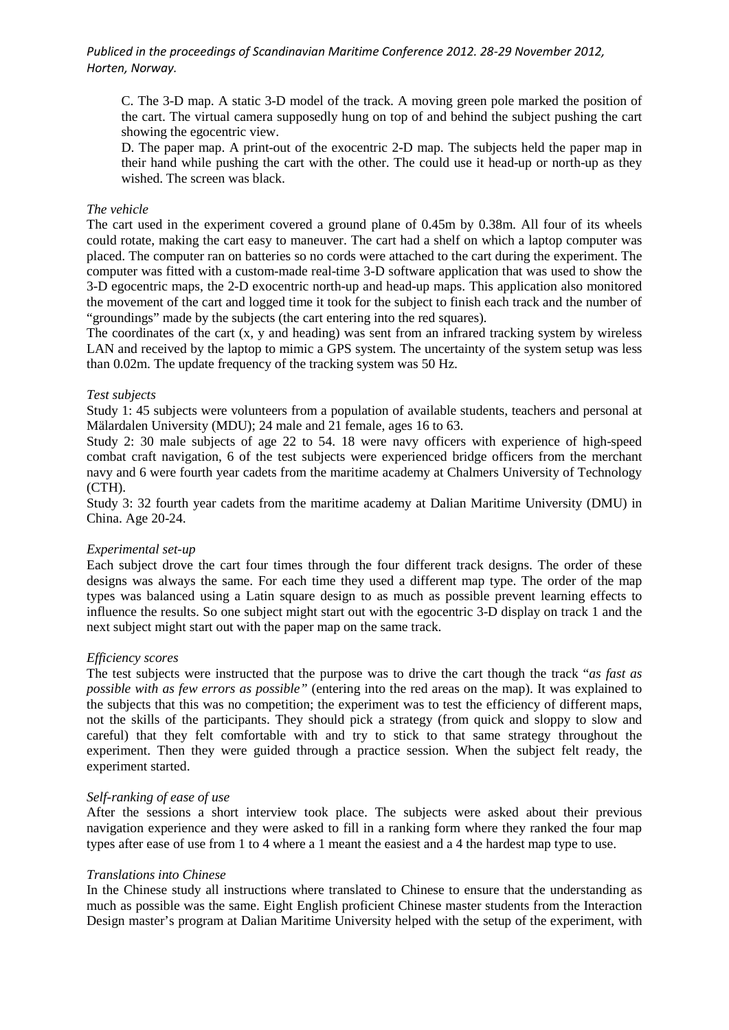C. The 3-D map. A static 3-D model of the track. A moving green pole marked the position of the cart. The virtual camera supposedly hung on top of and behind the subject pushing the cart showing the egocentric view.

D. The paper map. A print-out of the exocentric 2-D map. The subjects held the paper map in their hand while pushing the cart with the other. The could use it head-up or north-up as they wished. The screen was black.

*The vehicle*

The cart used in the experiment covered a ground plane of 0.45m by 0.38m. All four of its wheels could rotate, making the cart easy to maneuver. The cart had a shelf on which a laptop computer was placed. The computer ran on batteries so no cords were attached to the cart during the experiment. The computer was fitted with a custom-made real-time 3-D software application that was used to show the 3-D egocentric maps, the 2-D exocentric north-up and head-up maps. This application also monitored the movement of the cart and logged time it took for the subject to finish each track and the number of "groundings" made by the subjects (the cart entering into the red squares).

The coordinates of the cart (x, y and heading) was sent from an infrared tracking system by wireless LAN and received by the laptop to mimic a GPS system. The uncertainty of the system setup was less than 0.02m. The update frequency of the tracking system was 50 Hz.

*Test subjects*

Study 1: 45 subjects were volunteers from a population of available students, teachers and personal at Mälardalen University (MDU); 24 male and 21 female, ages 16 to 63.

Study 2: 30 male subjects of age 22 to 54. 18 were navy officers with experience of high-speed combat craft navigation, 6 of the test subjects were experienced bridge officers from the merchant navy and 6 were fourth year cadets from the maritime academy at Chalmers University of Technology (CTH).

Study 3: 32 fourth year cadets from the maritime academy at Dalian Maritime University (DMU) in China. Age 20-24.

*Experimental set-up*

Each subject drove the cart four times through the four different track designs. The order of these designs was always the same. For each time they used a different map type. The order of the map types was balanced using a Latin square design to as much as possible prevent learning effects to influence the results. So one subject might start out with the egocentric 3-D display on track 1 and the next subject might start out with the paper map on the same track.

*Efficiency scores*

The test subjects were instructed that the purpose was to drive the cart though the track "*as fast as possible with as few errors as possible"* (entering into the red areas on the map). It was explained to the subjects that this was no competition; the experiment was to test the efficiency of different maps, not the skills of the participants. They should pick a strategy (from quick and sloppy to slow and careful) that they felt comfortable with and try to stick to that same strategy throughout the experiment. Then they were guided through a practice session. When the subject felt ready, the experiment started.

*Self-ranking of ease of use*

After the sessions a short interview took place. The subjects were asked about their previous navigation experience and they were asked to fill in a ranking form where they ranked the four map types after ease of use from 1 to 4 where a 1 meant the easiest and a 4 the hardest map type to use.

*Translations into Chinese*

In the Chinese study all instructions where translated to Chinese to ensure that the understanding as much as possible was the same. Eight English proficient Chinese master students from the Interaction Design master's program at Dalian Maritime University helped with the setup of the experiment, with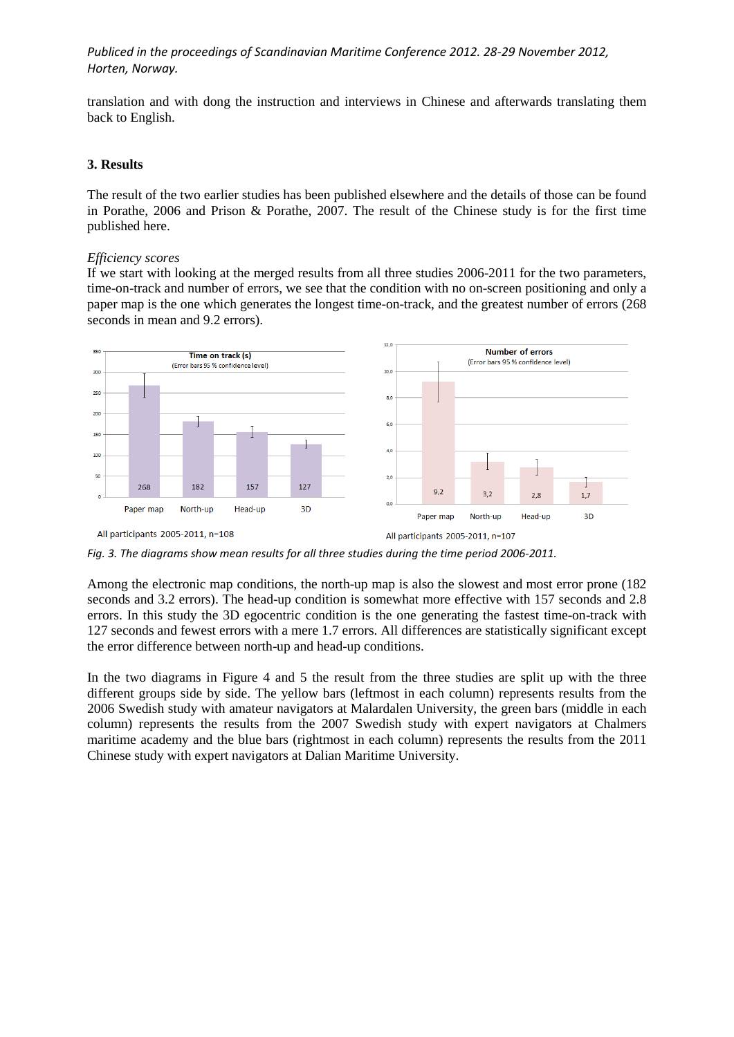translation and with dong the instruction and interviews in Chinese and afterwards translating them back to English.

### 3. Results

The result of the two earlier studies has been published elsewhere and the details of those can be found in Porathe, 2006 and Prison & Porathe, 2007. The result of the Chinese study is for the first time published here.

*Efficiency scores*

If we start with looking at the merged results from all three studies 2006-2011 for the two parameters, time-on-track and number of errors, we see that the condition with no on-screen positioning and only a paper map is the one which generates the longest time-on-track, and the greatest number of errors (268 seconds in mean and 9.2 errors).

*Fig. 3. The diagrams show mean results for all three studies during the time period 2006-2011.*

Among the electronic map conditions, the north-up map is also the slowest and most error prone (182 seconds and 3.2 errors). The head-up condition is somewhat more effective with 157 seconds and 2.8 errors. In this study the 3D egocentric condition is the one generating the fastest time-on-track with 127 seconds and fewest errors with a mere 1.7 errors. All differences are statistically significant except the error difference between north-up and head-up conditions.

In the two diagrams in Figure 4 and 5 the result from the three studies are split up with the three different groups side by side. The yellow bars (leftmost in each column) represents results from the 2006 Swedish study with amateur navigators at Malardalen University, the green bars (middle in each column) represents the results from the 2007 Swedish study with expert navigators at Chalmers maritime academy and the blue bars (rightmost in each column) represents the results from the 2011 Chinese study with expert navigators at Dalian Maritime University.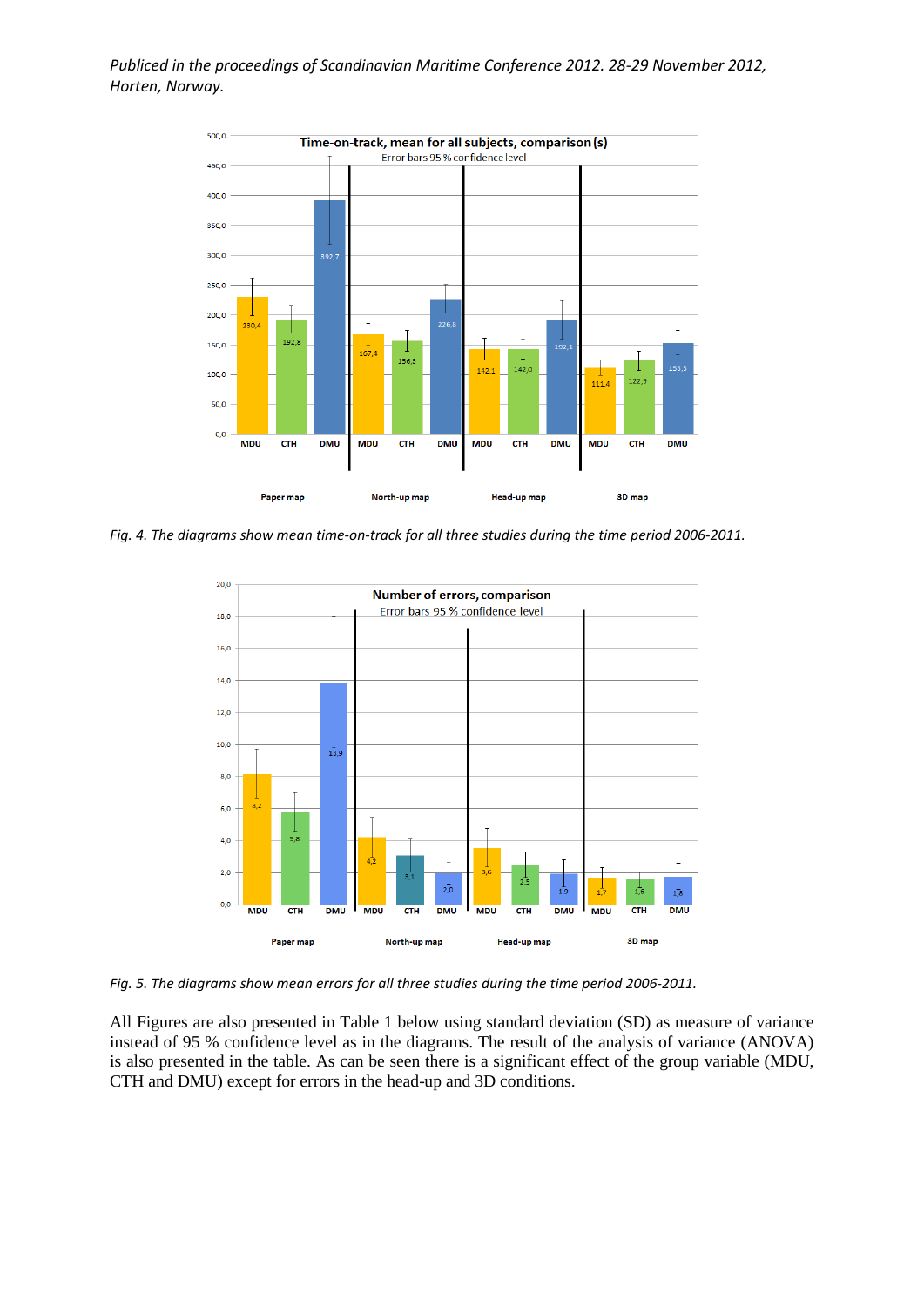*Fig. 4. The diagrams show mean time-on-track for all three studies during the time period 2006-2011.*

*Fig. 5. The diagrams show mean errors for all three studies during the time period 2006-2011.*

All Figures are also presented in Table 1 below using standard deviation (SD) as measure of variance instead of 95 % confidence level as in the diagrams. The result of the analysis of variance (ANOVA) is also presented in the table. As can be seen there is a significant effect of the group variable (MDU, CTH and DMU) except for errors in the head-up and 3D conditions.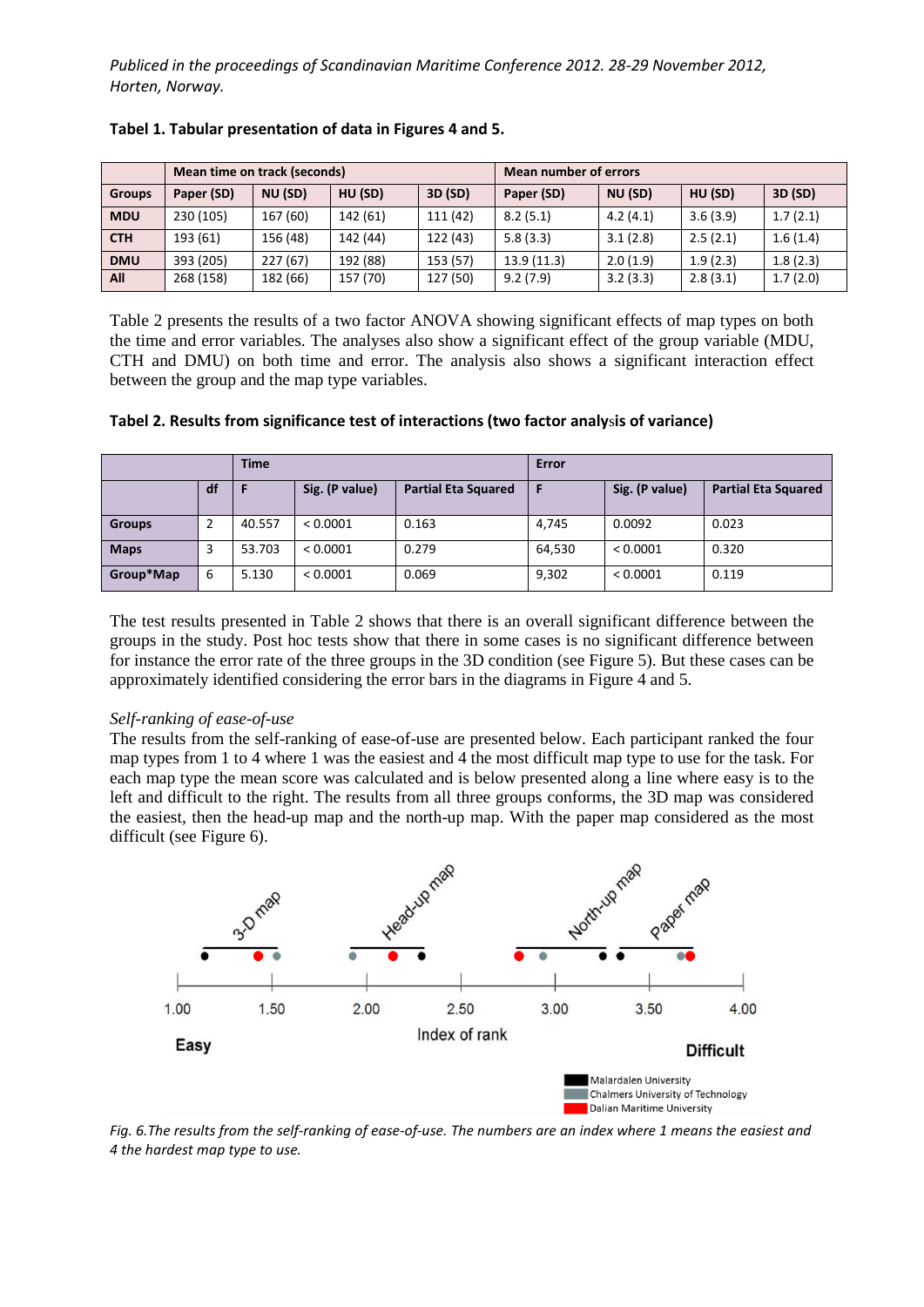**Tabel 1. Tabular presentation of data in Figures 4 and 5.**

| | Mean time on track (seconds) | | | | Mean number of errors | | | |
|---|---|---|---|---|---|---|---|---|
| **Groups** | **Paper (SD)** | **NU (SD)** | **HU (SD)** | **3D (SD)** | **Paper (SD)** | **NU (SD)** | **HU (SD)** | **3D (SD)** |
| **MDU** | 230 (105) | 167 (60) | 142 (61) | 111 (42) | 8.2 (5.1) | 4.2 (4.1) | 3.6 (3.9) | 1.7 (2.1) |
| **CTH** | 193 (61) | 156 (48) | 142 (44) | 122 (43) | 5.8 (3.3) | 3.1 (2.8) | 2.5 (2.1) | 1.6 (1.4) |
| **DMU** | 393 (205) | 227 (67) | 192 (88) | 153 (57) | 13.9 (11.3) | 2.0 (1.9) | 1.9 (2.3) | 1.8 (2.3) |
| **All** | 268 (158) | 182 (66) | 157 (70) | 127 (50) | 9.2 (7.9) | 3.2 (3.3) | 2.8 (3.1) | 1.7 (2.0) |

Table 2 presents the results of a two factor ANOVA showing significant effects of map types on both the time and error variables. The analyses also show a significant effect of the group variable (MDU, CTH and DMU) on both time and error. The analysis also shows a significant interaction effect between the group and the map type variables.

**Tabel 2. Results from significance test of interactions (two factor analysis of variance)**

| | | Time | | | Error | | |
|---|---|---|---|---|---|---|---|
| | **df** | **F** | **Sig. (P value)** | **Partial Eta Squared** | **F** | **Sig. (P value)** | **Partial Eta Squared** |
| **Groups** | 2 | 40.557 | < 0.0001 | 0.163 | 4,745 | 0.0092 | 0.023 |
| **Maps** | 3 | 53.703 | < 0.0001 | 0.279 | 64,530 | < 0.0001 | 0.320 |
| **Group*Map** | 6 | 5.130 | < 0.0001 | 0.069 | 9,302 | < 0.0001 | 0.119 |

The test results presented in Table 2 shows that there is an overall significant difference between the groups in the study. Post hoc tests show that there in some cases is no significant difference between for instance the error rate of the three groups in the 3D condition (see Figure 5). But these cases can be approximately identified considering the error bars in the diagrams in Figure 4 and 5.

*Self-ranking of ease-of-use*

The results from the self-ranking of ease-of-use are presented below. Each participant ranked the four map types from 1 to 4 where 1 was the easiest and 4 the most difficult map type to use for the task. For each map type the mean score was calculated and is below presented along a line where easy is to the left and difficult to the right. The results from all three groups conforms, the 3D map was considered the easiest, then the head-up map and the north-up map. With the paper map considered as the most difficult (see Figure 6).

*Fig. 6.The results from the self-ranking of ease-of-use. The numbers are an index where 1 means the easiest and 4 the hardest map type to use.*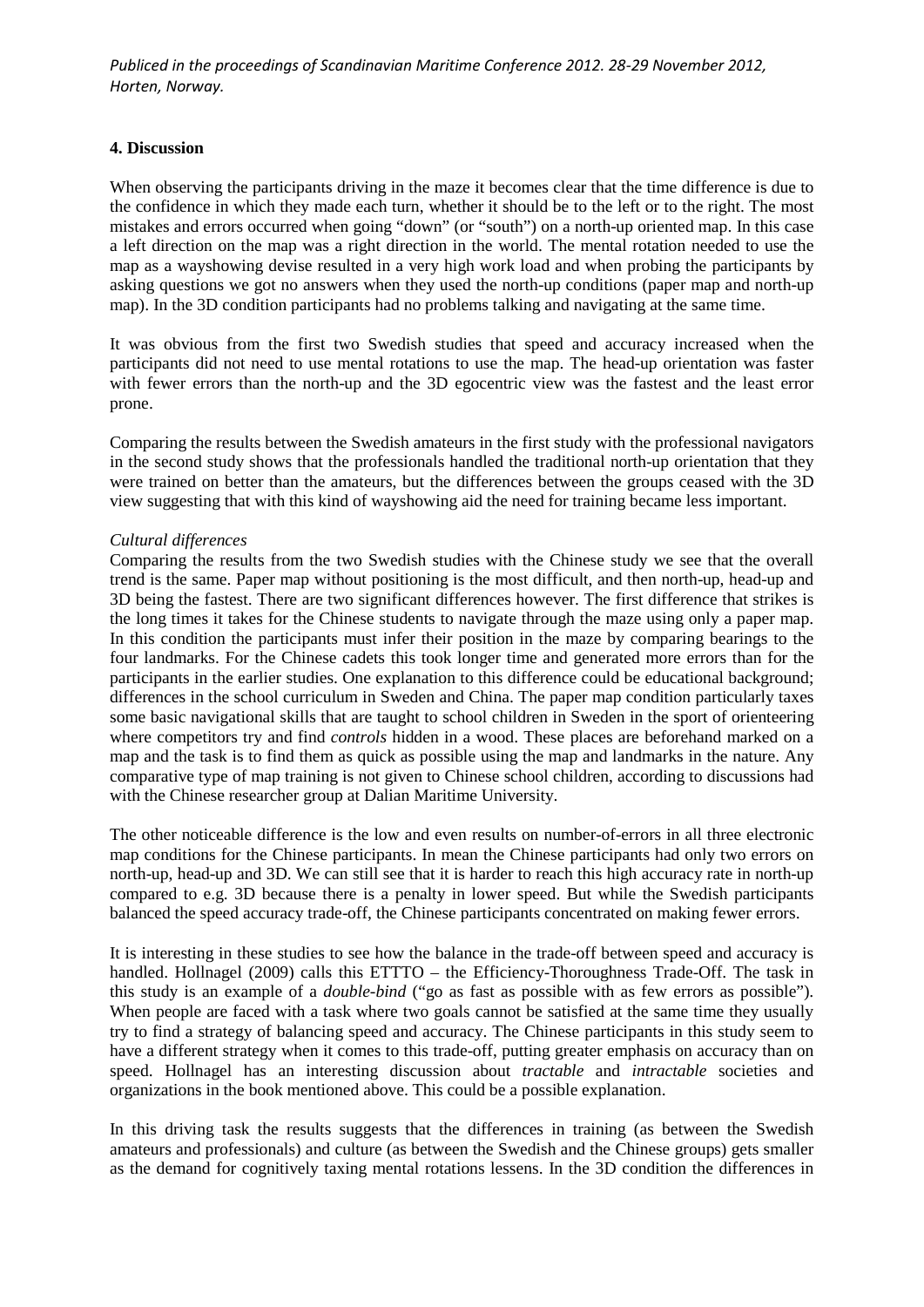## 4. Discussion

When observing the participants driving in the maze it becomes clear that the time difference is due to the confidence in which they made each turn, whether it should be to the left or to the right. The most mistakes and errors occurred when going "down" (or "south") on a north-up oriented map. In this case a left direction on the map was a right direction in the world. The mental rotation needed to use the map as a wayshowing devise resulted in a very high work load and when probing the participants by asking questions we got no answers when they used the north-up conditions (paper map and north-up map). In the 3D condition participants had no problems talking and navigating at the same time.

It was obvious from the first two Swedish studies that speed and accuracy increased when the participants did not need to use mental rotations to use the map. The head-up orientation was faster with fewer errors than the north-up and the 3D egocentric view was the fastest and the least error prone.

Comparing the results between the Swedish amateurs in the first study with the professional navigators in the second study shows that the professionals handled the traditional north-up orientation that they were trained on better than the amateurs, but the differences between the groups ceased with the 3D view suggesting that with this kind of wayshowing aid the need for training became less important.

*Cultural differences*

Comparing the results from the two Swedish studies with the Chinese study we see that the overall trend is the same. Paper map without positioning is the most difficult, and then north-up, head-up and 3D being the fastest. There are two significant differences however. The first difference that strikes is the long times it takes for the Chinese students to navigate through the maze using only a paper map. In this condition the participants must infer their position in the maze by comparing bearings to the four landmarks. For the Chinese cadets this took longer time and generated more errors than for the participants in the earlier studies. One explanation to this difference could be educational background; differences in the school curriculum in Sweden and China. The paper map condition particularly taxes some basic navigational skills that are taught to school children in Sweden in the sport of orienteering where competitors try and find *controls* hidden in a wood. These places are beforehand marked on a map and the task is to find them as quick as possible using the map and landmarks in the nature. Any comparative type of map training is not given to Chinese school children, according to discussions had with the Chinese researcher group at Dalian Maritime University.

The other noticeable difference is the low and even results on number-of-errors in all three electronic map conditions for the Chinese participants. In mean the Chinese participants had only two errors on north-up, head-up and 3D. We can still see that it is harder to reach this high accuracy rate in north-up compared to e.g. 3D because there is a penalty in lower speed. But while the Swedish participants balanced the speed accuracy trade-off, the Chinese participants concentrated on making fewer errors.

It is interesting in these studies to see how the balance in the trade-off between speed and accuracy is handled. Hollnagel (2009) calls this ETTTO – the Efficiency-Thoroughness Trade-Off. The task in this study is an example of a *double-bind* ("go as fast as possible with as few errors as possible"). When people are faced with a task where two goals cannot be satisfied at the same time they usually try to find a strategy of balancing speed and accuracy. The Chinese participants in this study seem to have a different strategy when it comes to this trade-off, putting greater emphasis on accuracy than on speed. Hollnagel has an interesting discussion about *tractable* and *intractable* societies and organizations in the book mentioned above. This could be a possible explanation.

In this driving task the results suggests that the differences in training (as between the Swedish amateurs and professionals) and culture (as between the Swedish and the Chinese groups) gets smaller as the demand for cognitively taxing mental rotations lessens. In the 3D condition the differences in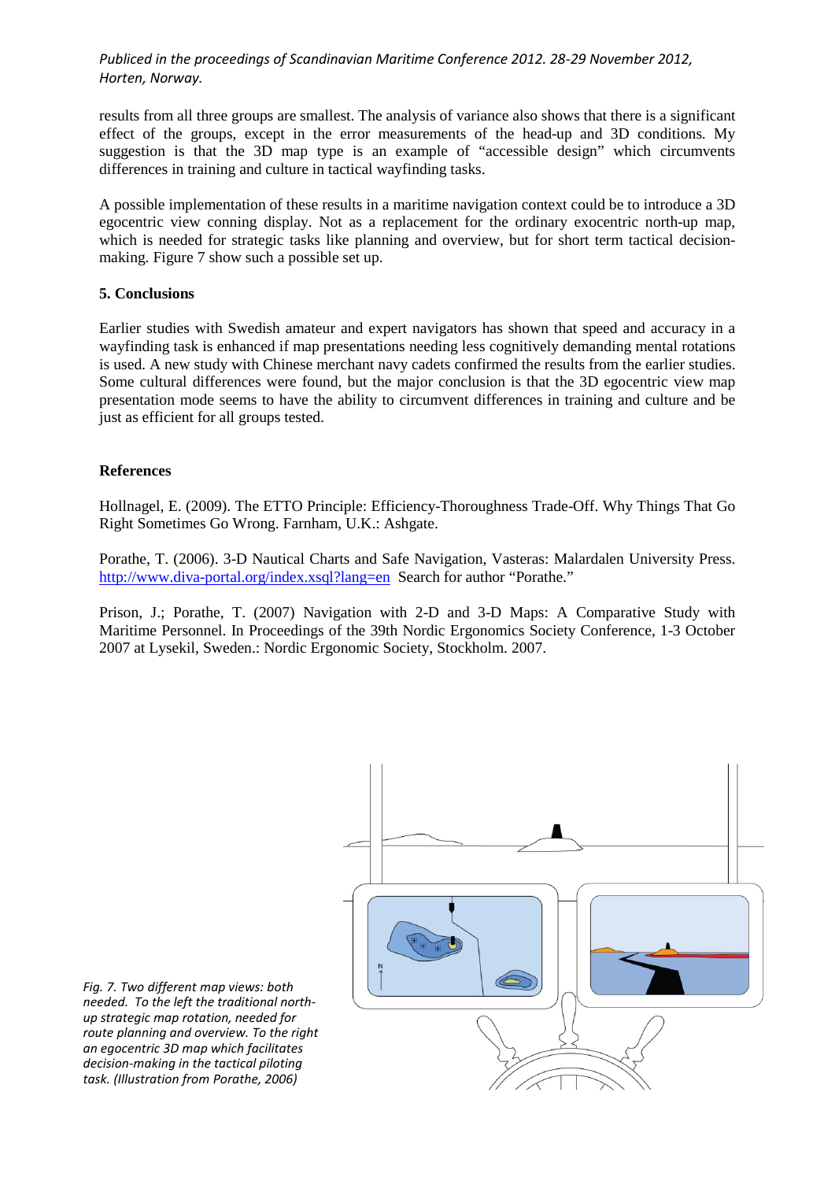results from all three groups are smallest. The analysis of variance also shows that there is a significant effect of the groups, except in the error measurements of the head-up and 3D conditions. My suggestion is that the 3D map type is an example of "accessible design" which circumvents differences in training and culture in tactical wayfinding tasks.

A possible implementation of these results in a maritime navigation context could be to introduce a 3D egocentric view conning display. Not as a replacement for the ordinary exocentric north-up map, which is needed for strategic tasks like planning and overview, but for short term tactical decision-making. Figure 7 show such a possible set up.

## 5. Conclusions

Earlier studies with Swedish amateur and expert navigators has shown that speed and accuracy in a wayfinding task is enhanced if map presentations needing less cognitively demanding mental rotations is used. A new study with Chinese merchant navy cadets confirmed the results from the earlier studies. Some cultural differences were found, but the major conclusion is that the 3D egocentric view map presentation mode seems to have the ability to circumvent differences in training and culture and be just as efficient for all groups tested.

## References

Hollnagel, E. (2009). The ETTO Principle: Efficiency-Thoroughness Trade-Off. Why Things That Go Right Sometimes Go Wrong. Farnham, U.K.: Ashgate.

Porathe, T. (2006). 3-D Nautical Charts and Safe Navigation, Vasteras: Malardalen University Press. http://www.diva-portal.org/index.xsql?lang=en Search for author "Porathe."

Prison, J.; Porathe, T. (2007) Navigation with 2-D and 3-D Maps: A Comparative Study with Maritime Personnel. In Proceedings of the 39th Nordic Ergonomics Society Conference, 1-3 October 2007 at Lysekil, Sweden.: Nordic Ergonomic Society, Stockholm. 2007.

*Fig. 7. Two different map views: both needed. To the left the traditional north-up strategic map rotation, needed for route planning and overview. To the right an egocentric 3D map which facilitates decision-making in the tactical piloting task. (Illustration from Porathe, 2006)*